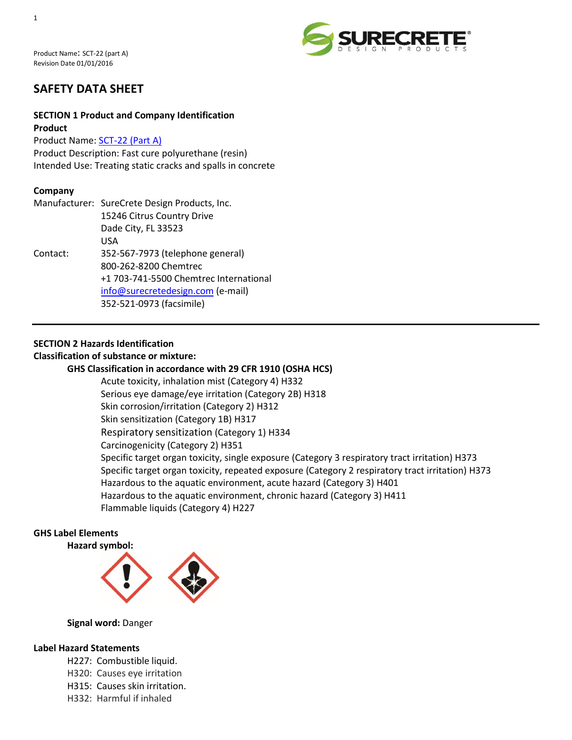Product Name: SCT-22 (part A)
Revision Date 01/01/2016

# SAFETY DATA SHEET

## SECTION 1 Product and Company Identification

**Product**

Product Name: SCT-22 (Part A)
Product Description: Fast cure polyurethane (resin)
Intended Use: Treating static cracks and spalls in concrete

**Company**

Manufacturer: SureCrete Design Products, Inc.
15246 Citrus Country Drive
Dade City, FL 33523
USA

Contact: 352-567-7973 (telephone general)
800-262-8200 Chemtrec
+1 703-741-5500 Chemtrec International
info@surecretedesign.com (e-mail)
352-521-0973 (facsimile)

## SECTION 2 Hazards Identification

**Classification of substance or mixture:**

**GHS Classification in accordance with 29 CFR 1910 (OSHA HCS)**

Acute toxicity, inhalation mist (Category 4) H332
Serious eye damage/eye irritation (Category 2B) H318
Skin corrosion/irritation (Category 2) H312
Skin sensitization (Category 1B) H317
Respiratory sensitization (Category 1) H334
Carcinogenicity (Category 2) H351
Specific target organ toxicity, single exposure (Category 3 respiratory tract irritation) H373
Specific target organ toxicity, repeated exposure (Category 2 respiratory tract irritation) H373
Hazardous to the aquatic environment, acute hazard (Category 3) H401
Hazardous to the aquatic environment, chronic hazard (Category 3) H411
Flammable liquids (Category 4) H227

**GHS Label Elements**

**Hazard symbol:**

**Signal word:** Danger

**Label Hazard Statements**

H227: Combustible liquid.
H320: Causes eye irritation
H315: Causes skin irritation.
H332: Harmful if inhaled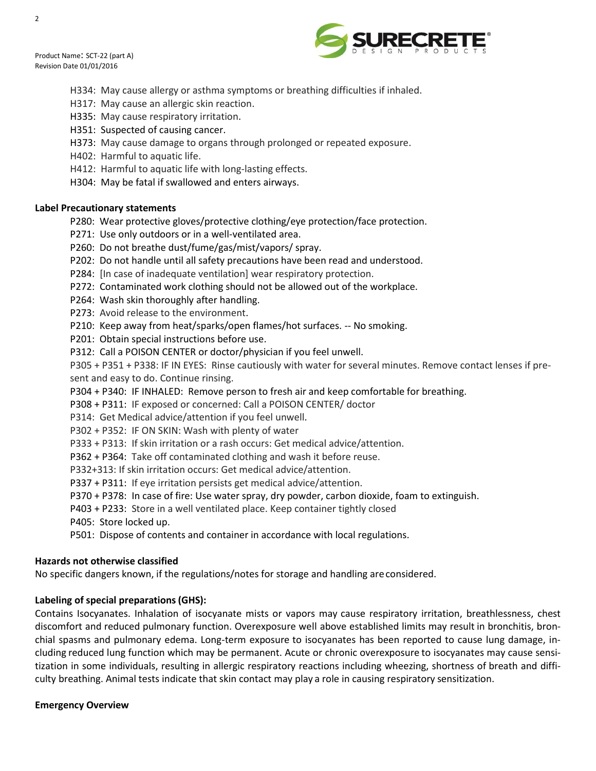H334: May cause allergy or asthma symptoms or breathing difficulties if inhaled.
H317: May cause an allergic skin reaction.
H335: May cause respiratory irritation.
H351: Suspected of causing cancer.
H373: May cause damage to organs through prolonged or repeated exposure.
H402: Harmful to aquatic life.
H412: Harmful to aquatic life with long-lasting effects.
H304: May be fatal if swallowed and enters airways.

**Label Precautionary statements**

P280: Wear protective gloves/protective clothing/eye protection/face protection.
P271: Use only outdoors or in a well-ventilated area.
P260: Do not breathe dust/fume/gas/mist/vapors/ spray.
P202: Do not handle until all safety precautions have been read and understood.
P284: [In case of inadequate ventilation] wear respiratory protection.
P272: Contaminated work clothing should not be allowed out of the workplace.
P264: Wash skin thoroughly after handling.
P273: Avoid release to the environment.
P210: Keep away from heat/sparks/open flames/hot surfaces. -- No smoking.
P201: Obtain special instructions before use.
P312: Call a POISON CENTER or doctor/physician if you feel unwell.
P305 + P351 + P338: IF IN EYES: Rinse cautiously with water for several minutes. Remove contact lenses if present and easy to do. Continue rinsing.
P304 + P340: IF INHALED: Remove person to fresh air and keep comfortable for breathing.
P308 + P311: IF exposed or concerned: Call a POISON CENTER/ doctor
P314: Get Medical advice/attention if you feel unwell.
P302 + P352: IF ON SKIN: Wash with plenty of water
P333 + P313: If skin irritation or a rash occurs: Get medical advice/attention.
P362 + P364: Take off contaminated clothing and wash it before reuse.
P332+313: If skin irritation occurs: Get medical advice/attention.
P337 + P311: If eye irritation persists get medical advice/attention.
P370 + P378: In case of fire: Use water spray, dry powder, carbon dioxide, foam to extinguish.
P403 + P233: Store in a well ventilated place. Keep container tightly closed
P405: Store locked up.
P501: Dispose of contents and container in accordance with local regulations.

**Hazards not otherwise classified**

No specific dangers known, if the regulations/notes for storage and handling are considered.

**Labeling of special preparations (GHS):**

Contains Isocyanates. Inhalation of isocyanate mists or vapors may cause respiratory irritation, breathlessness, chest discomfort and reduced pulmonary function. Overexposure well above established limits may result in bronchitis, bronchial spasms and pulmonary edema. Long-term exposure to isocyanates has been reported to cause lung damage, including reduced lung function which may be permanent. Acute or chronic overexposure to isocyanates may cause sensitization in some individuals, resulting in allergic respiratory reactions including wheezing, shortness of breath and difficulty breathing. Animal tests indicate that skin contact may play a role in causing respiratory sensitization.

**Emergency Overview**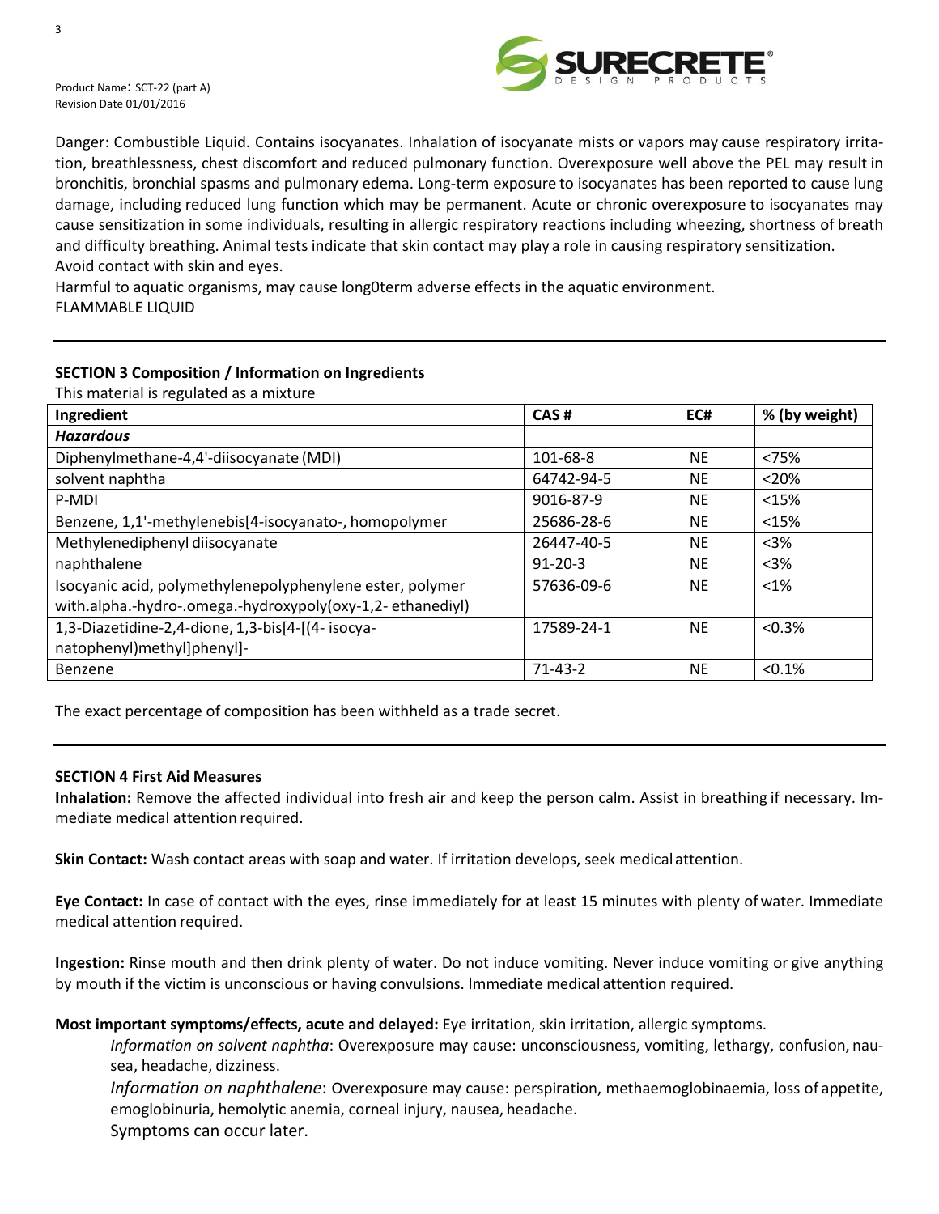Danger: Combustible Liquid. Contains isocyanates. Inhalation of isocyanate mists or vapors may cause respiratory irritation, breathlessness, chest discomfort and reduced pulmonary function. Overexposure well above the PEL may result in bronchitis, bronchial spasms and pulmonary edema. Long-term exposure to isocyanates has been reported to cause lung damage, including reduced lung function which may be permanent. Acute or chronic overexposure to isocyanates may cause sensitization in some individuals, resulting in allergic respiratory reactions including wheezing, shortness of breath and difficulty breathing. Animal tests indicate that skin contact may play a role in causing respiratory sensitization.
Avoid contact with skin and eyes.
Harmful to aquatic organisms, may cause long0term adverse effects in the aquatic environment.
FLAMMABLE LIQUID

---

## SECTION 3 Composition / Information on Ingredients

This material is regulated as a mixture

| Ingredient | CAS # | EC# | % (by weight) |
|---|---|---|---|
| ***Hazardous*** | | | |
| Diphenylmethane-4,4'-diisocyanate (MDI) | 101-68-8 | NE | <75% |
| solvent naphtha | 64742-94-5 | NE | <20% |
| P-MDI | 9016-87-9 | NE | <15% |
| Benzene, 1,1'-methylenebis[4-isocyanato-, homopolymer | 25686-28-6 | NE | <15% |
| Methylenediphenyl diisocyanate | 26447-40-5 | NE | <3% |
| naphthalene | 91-20-3 | NE | <3% |
| Isocyanic acid, polymethylenepolyphenylene ester, polymer with.alpha.-hydro-.omega.-hydroxypoly(oxy-1,2- ethanediyl) | 57636-09-6 | NE | <1% |
| 1,3-Diazetidine-2,4-dione, 1,3-bis[4-[(4- isocya-natophenyl)methyl]phenyl]- | 17589-24-1 | NE | <0.3% |
| Benzene | 71-43-2 | NE | <0.1% |

The exact percentage of composition has been withheld as a trade secret.

---

## SECTION 4 First Aid Measures

**Inhalation:** Remove the affected individual into fresh air and keep the person calm. Assist in breathing if necessary. Immediate medical attention required.

**Skin Contact:** Wash contact areas with soap and water. If irritation develops, seek medical attention.

**Eye Contact:** In case of contact with the eyes, rinse immediately for at least 15 minutes with plenty of water. Immediate medical attention required.

**Ingestion:** Rinse mouth and then drink plenty of water. Do not induce vomiting. Never induce vomiting or give anything by mouth if the victim is unconscious or having convulsions. Immediate medical attention required.

**Most important symptoms/effects, acute and delayed:** Eye irritation, skin irritation, allergic symptoms.

*Information on solvent naphtha*: Overexposure may cause: unconsciousness, vomiting, lethargy, confusion, nausea, headache, dizziness.

*Information on naphthalene*: Overexposure may cause: perspiration, methaemoglobinaemia, loss of appetite, emoglobinuria, hemolytic anemia, corneal injury, nausea, headache.

Symptoms can occur later.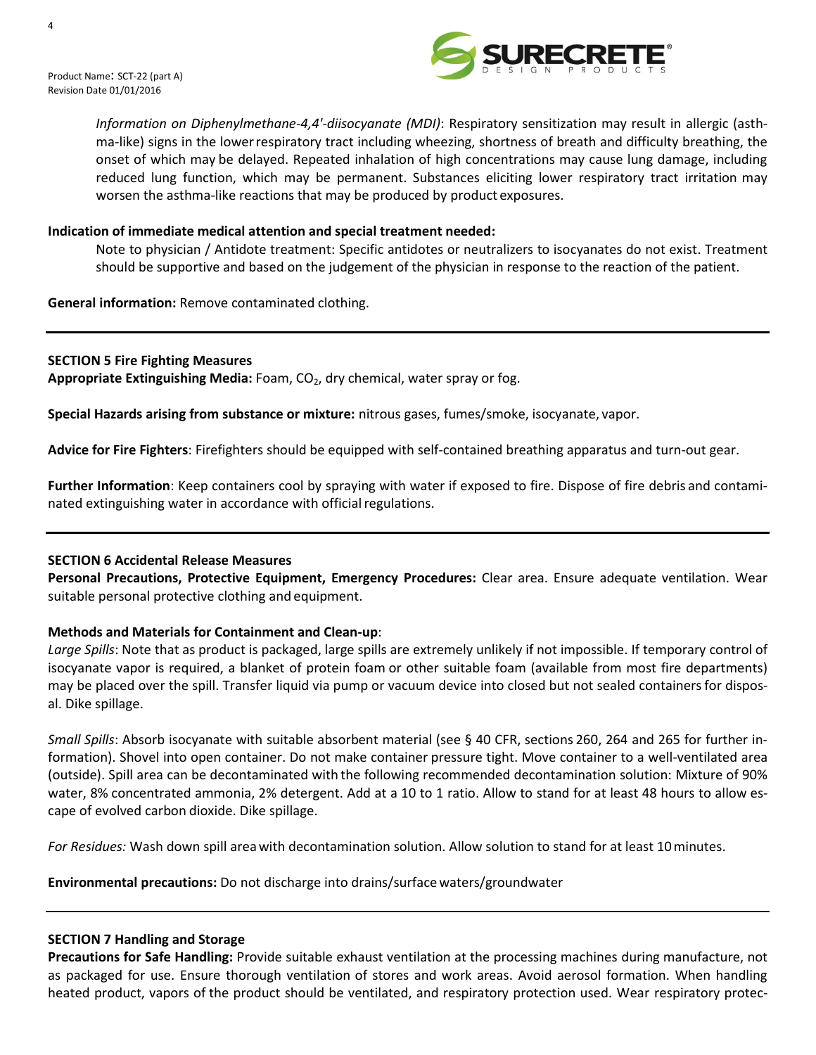*Information on Diphenylmethane-4,4'-diisocyanate (MDI)*: Respiratory sensitization may result in allergic (asthma-like) signs in the lower respiratory tract including wheezing, shortness of breath and difficulty breathing, the onset of which may be delayed. Repeated inhalation of high concentrations may cause lung damage, including reduced lung function, which may be permanent. Substances eliciting lower respiratory tract irritation may worsen the asthma-like reactions that may be produced by product exposures.

**Indication of immediate medical attention and special treatment needed:**

Note to physician / Antidote treatment: Specific antidotes or neutralizers to isocyanates do not exist. Treatment should be supportive and based on the judgement of the physician in response to the reaction of the patient.

**General information:** Remove contaminated clothing.

---

## SECTION 5 Fire Fighting Measures

**Appropriate Extinguishing Media:** Foam, $CO_2$, dry chemical, water spray or fog.

**Special Hazards arising from substance or mixture:** nitrous gases, fumes/smoke, isocyanate, vapor.

**Advice for Fire Fighters**: Firefighters should be equipped with self-contained breathing apparatus and turn-out gear.

**Further Information**: Keep containers cool by spraying with water if exposed to fire. Dispose of fire debris and contaminated extinguishing water in accordance with official regulations.

---

## SECTION 6 Accidental Release Measures

**Personal Precautions, Protective Equipment, Emergency Procedures:** Clear area. Ensure adequate ventilation. Wear suitable personal protective clothing and equipment.

**Methods and Materials for Containment and Clean-up**:

*Large Spills*: Note that as product is packaged, large spills are extremely unlikely if not impossible. If temporary control of isocyanate vapor is required, a blanket of protein foam or other suitable foam (available from most fire departments) may be placed over the spill. Transfer liquid via pump or vacuum device into closed but not sealed containers for disposal. Dike spillage.

*Small Spills*: Absorb isocyanate with suitable absorbent material (see § 40 CFR, sections 260, 264 and 265 for further information). Shovel into open container. Do not make container pressure tight. Move container to a well-ventilated area (outside). Spill area can be decontaminated with the following recommended decontamination solution: Mixture of 90% water, 8% concentrated ammonia, 2% detergent. Add at a 10 to 1 ratio. Allow to stand for at least 48 hours to allow escape of evolved carbon dioxide. Dike spillage.

*For Residues:* Wash down spill area with decontamination solution. Allow solution to stand for at least 10 minutes.

**Environmental precautions:** Do not discharge into drains/surface waters/groundwater

---

## SECTION 7 Handling and Storage

**Precautions for Safe Handling:** Provide suitable exhaust ventilation at the processing machines during manufacture, not as packaged for use. Ensure thorough ventilation of stores and work areas. Avoid aerosol formation. When handling heated product, vapors of the product should be ventilated, and respiratory protection used. Wear respiratory protec-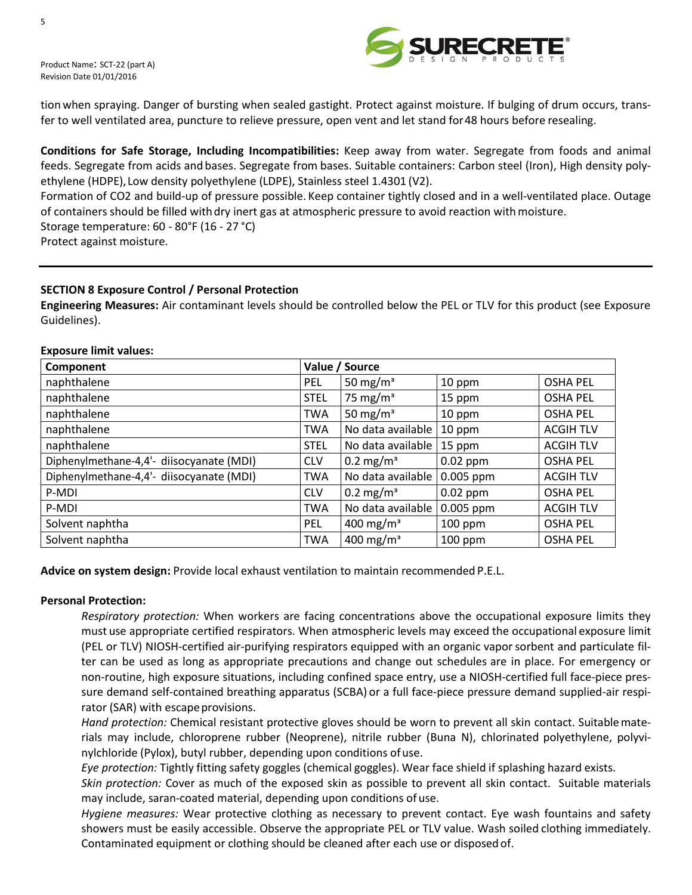tion when spraying. Danger of bursting when sealed gastight. Protect against moisture. If bulging of drum occurs, transfer to well ventilated area, puncture to relieve pressure, open vent and let stand for 48 hours before resealing.

**Conditions for Safe Storage, Including Incompatibilities:** Keep away from water. Segregate from foods and animal feeds. Segregate from acids and bases. Segregate from bases. Suitable containers: Carbon steel (Iron), High density polyethylene (HDPE), Low density polyethylene (LDPE), Stainless steel 1.4301 (V2).
Formation of $CO_2$ and build-up of pressure possible. Keep container tightly closed and in a well-ventilated place. Outage of containers should be filled with dry inert gas at atmospheric pressure to avoid reaction with moisture.
Storage temperature: 60 - 80°F (16 - 27 °C)
Protect against moisture.

---

## SECTION 8 Exposure Control / Personal Protection

**Engineering Measures:** Air contaminant levels should be controlled below the PEL or TLV for this product (see Exposure Guidelines).

**Exposure limit values:**

| Component | Value / Source | | | |
|---|---|---|---|---|
| naphthalene | PEL | 50 mg/m³ | 10 ppm | OSHA PEL |
| naphthalene | STEL | 75 mg/m³ | 15 ppm | OSHA PEL |
| naphthalene | TWA | 50 mg/m³ | 10 ppm | OSHA PEL |
| naphthalene | TWA | No data available | 10 ppm | ACGIH TLV |
| naphthalene | STEL | No data available | 15 ppm | ACGIH TLV |
| Diphenylmethane-4,4'- diisocyanate (MDI) | CLV | 0.2 mg/m³ | 0.02 ppm | OSHA PEL |
| Diphenylmethane-4,4'- diisocyanate (MDI) | TWA | No data available | 0.005 ppm | ACGIH TLV |
| P-MDI | CLV | 0.2 mg/m³ | 0.02 ppm | OSHA PEL |
| P-MDI | TWA | No data available | 0.005 ppm | ACGIH TLV |
| Solvent naphtha | PEL | 400 mg/m³ | 100 ppm | OSHA PEL |
| Solvent naphtha | TWA | 400 mg/m³ | 100 ppm | OSHA PEL |

**Advice on system design:** Provide local exhaust ventilation to maintain recommended P.E.L.

**Personal Protection:**

*Respiratory protection:* When workers are facing concentrations above the occupational exposure limits they must use appropriate certified respirators. When atmospheric levels may exceed the occupational exposure limit (PEL or TLV) NIOSH-certified air-purifying respirators equipped with an organic vapor sorbent and particulate filter can be used as long as appropriate precautions and change out schedules are in place. For emergency or non-routine, high exposure situations, including confined space entry, use a NIOSH-certified full face-piece pressure demand self-contained breathing apparatus (SCBA) or a full face-piece pressure demand supplied-air respirator (SAR) with escape provisions.

*Hand protection:* Chemical resistant protective gloves should be worn to prevent all skin contact. Suitable materials may include, chloroprene rubber (Neoprene), nitrile rubber (Buna N), chlorinated polyethylene, polyvinylchloride (Pylox), butyl rubber, depending upon conditions of use.

*Eye protection:* Tightly fitting safety goggles (chemical goggles). Wear face shield if splashing hazard exists.

*Skin protection:* Cover as much of the exposed skin as possible to prevent all skin contact. Suitable materials may include, saran-coated material, depending upon conditions of use.

*Hygiene measures:* Wear protective clothing as necessary to prevent contact. Eye wash fountains and safety showers must be easily accessible. Observe the appropriate PEL or TLV value. Wash soiled clothing immediately. Contaminated equipment or clothing should be cleaned after each use or disposed of.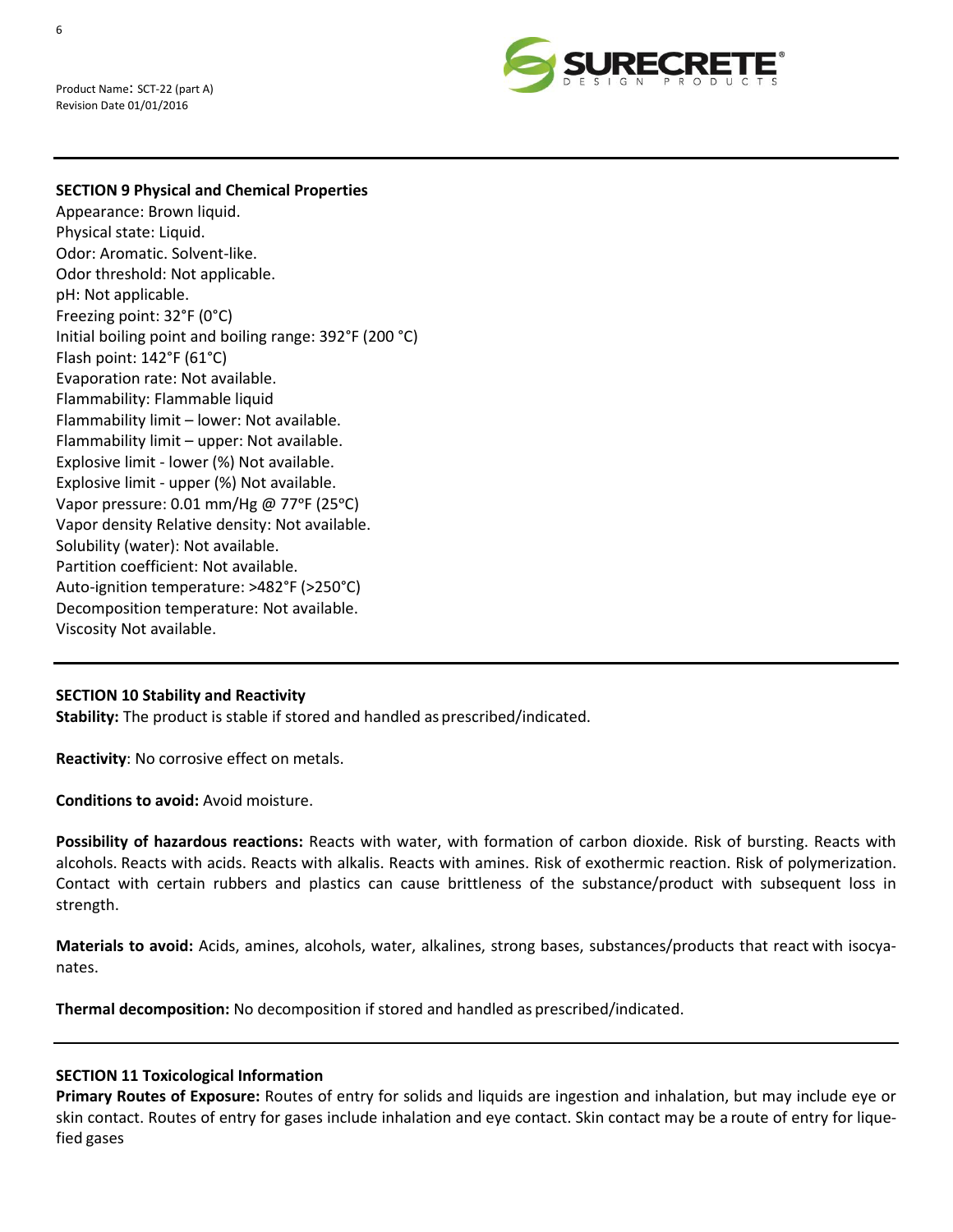## SECTION 9 Physical and Chemical Properties

Appearance: Brown liquid.
Physical state: Liquid.
Odor: Aromatic. Solvent-like.
Odor threshold: Not applicable.
pH: Not applicable.
Freezing point: 32°F (0°C)
Initial boiling point and boiling range: 392°F (200 °C)
Flash point: 142°F (61°C)
Evaporation rate: Not available.
Flammability: Flammable liquid
Flammability limit – lower: Not available.
Flammability limit – upper: Not available.
Explosive limit - lower (%) Not available.
Explosive limit - upper (%) Not available.
Vapor pressure: 0.01 mm/Hg @ 77ºF (25ºC)
Vapor density Relative density: Not available.
Solubility (water): Not available.
Partition coefficient: Not available.
Auto-ignition temperature: >482°F (>250°C)
Decomposition temperature: Not available.
Viscosity Not available.

## SECTION 10 Stability and Reactivity

**Stability:** The product is stable if stored and handled as prescribed/indicated.

**Reactivity**: No corrosive effect on metals.

**Conditions to avoid:** Avoid moisture.

**Possibility of hazardous reactions:** Reacts with water, with formation of carbon dioxide. Risk of bursting. Reacts with alcohols. Reacts with acids. Reacts with alkalis. Reacts with amines. Risk of exothermic reaction. Risk of polymerization. Contact with certain rubbers and plastics can cause brittleness of the substance/product with subsequent loss in strength.

**Materials to avoid:** Acids, amines, alcohols, water, alkalines, strong bases, substances/products that react with isocyanates.

**Thermal decomposition:** No decomposition if stored and handled as prescribed/indicated.

## SECTION 11 Toxicological Information

**Primary Routes of Exposure:** Routes of entry for solids and liquids are ingestion and inhalation, but may include eye or skin contact. Routes of entry for gases include inhalation and eye contact. Skin contact may be a route of entry for liquefied gases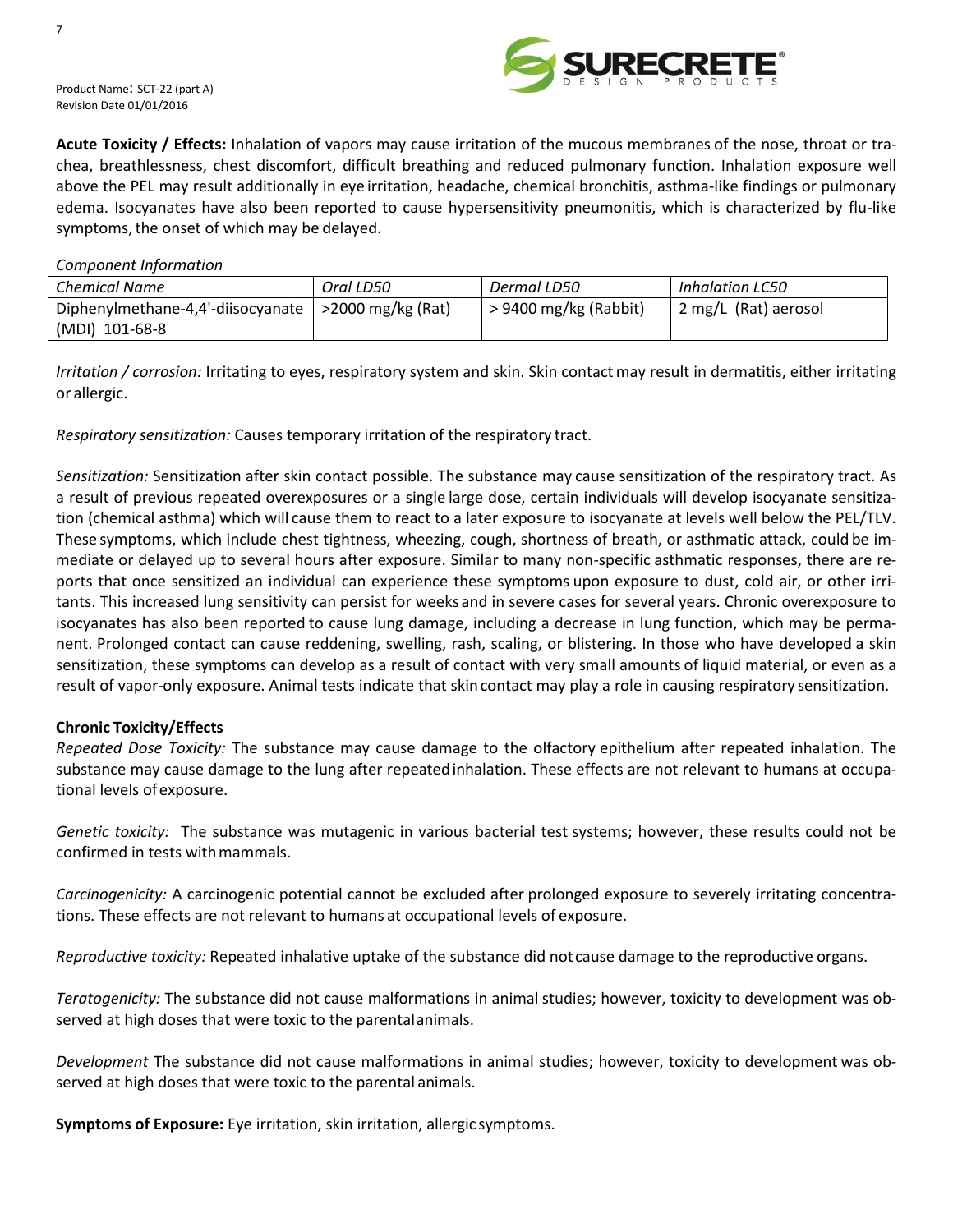**Acute Toxicity / Effects:** Inhalation of vapors may cause irritation of the mucous membranes of the nose, throat or trachea, breathlessness, chest discomfort, difficult breathing and reduced pulmonary function. Inhalation exposure well above the PEL may result additionally in eye irritation, headache, chemical bronchitis, asthma-like findings or pulmonary edema. Isocyanates have also been reported to cause hypersensitivity pneumonitis, which is characterized by flu-like symptoms, the onset of which may be delayed.

*Component Information*

| *Chemical Name* | *Oral LD50* | *Dermal LD50* | *Inhalation LC50* |
|---|---|---|---|
| Diphenylmethane-4,4'-diisocyanate (MDI) 101-68-8 | >2000 mg/kg (Rat) | > 9400 mg/kg (Rabbit) | 2 mg/L (Rat) aerosol |

*Irritation / corrosion:* Irritating to eyes, respiratory system and skin. Skin contact may result in dermatitis, either irritating or allergic.

*Respiratory sensitization:* Causes temporary irritation of the respiratory tract.

*Sensitization:* Sensitization after skin contact possible. The substance may cause sensitization of the respiratory tract. As a result of previous repeated overexposures or a single large dose, certain individuals will develop isocyanate sensitization (chemical asthma) which will cause them to react to a later exposure to isocyanate at levels well below the PEL/TLV. These symptoms, which include chest tightness, wheezing, cough, shortness of breath, or asthmatic attack, could be immediate or delayed up to several hours after exposure. Similar to many non-specific asthmatic responses, there are reports that once sensitized an individual can experience these symptoms upon exposure to dust, cold air, or other irritants. This increased lung sensitivity can persist for weeks and in severe cases for several years. Chronic overexposure to isocyanates has also been reported to cause lung damage, including a decrease in lung function, which may be permanent. Prolonged contact can cause reddening, swelling, rash, scaling, or blistering. In those who have developed a skin sensitization, these symptoms can develop as a result of contact with very small amounts of liquid material, or even as a result of vapor-only exposure. Animal tests indicate that skin contact may play a role in causing respiratory sensitization.

**Chronic Toxicity/Effects**

*Repeated Dose Toxicity:* The substance may cause damage to the olfactory epithelium after repeated inhalation. The substance may cause damage to the lung after repeated inhalation. These effects are not relevant to humans at occupational levels of exposure.

*Genetic toxicity:* The substance was mutagenic in various bacterial test systems; however, these results could not be confirmed in tests with mammals.

*Carcinogenicity:* A carcinogenic potential cannot be excluded after prolonged exposure to severely irritating concentrations. These effects are not relevant to humans at occupational levels of exposure.

*Reproductive toxicity:* Repeated inhalative uptake of the substance did not cause damage to the reproductive organs.

*Teratogenicity:* The substance did not cause malformations in animal studies; however, toxicity to development was observed at high doses that were toxic to the parental animals.

*Development* The substance did not cause malformations in animal studies; however, toxicity to development was observed at high doses that were toxic to the parental animals.

**Symptoms of Exposure:** Eye irritation, skin irritation, allergic symptoms.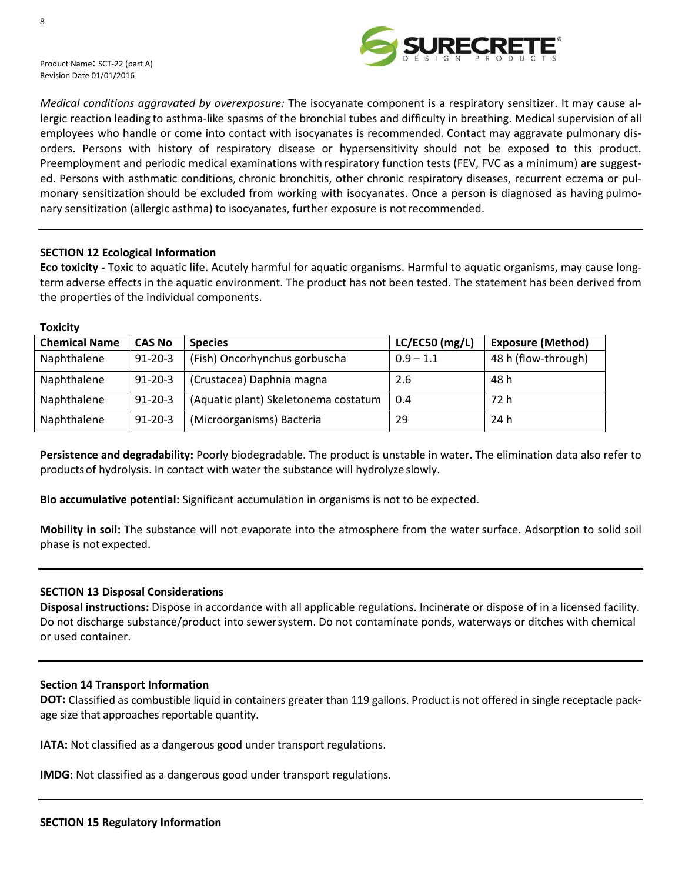*Medical conditions aggravated by overexposure:* The isocyanate component is a respiratory sensitizer. It may cause allergic reaction leading to asthma-like spasms of the bronchial tubes and difficulty in breathing. Medical supervision of all employees who handle or come into contact with isocyanates is recommended. Contact may aggravate pulmonary disorders. Persons with history of respiratory disease or hypersensitivity should not be exposed to this product. Preemployment and periodic medical examinations with respiratory function tests (FEV, FVC as a minimum) are suggested. Persons with asthmatic conditions, chronic bronchitis, other chronic respiratory diseases, recurrent eczema or pulmonary sensitization should be excluded from working with isocyanates. Once a person is diagnosed as having pulmonary sensitization (allergic asthma) to isocyanates, further exposure is not recommended.

---

## SECTION 12 Ecological Information

**Eco toxicity -** Toxic to aquatic life. Acutely harmful for aquatic organisms. Harmful to aquatic organisms, may cause long-term adverse effects in the aquatic environment. The product has not been tested. The statement has been derived from the properties of the individual components.

**Toxicity**

| Chemical Name | CAS No | Species | LC/EC50 (mg/L) | Exposure (Method) |
|---|---|---|---|---|
| Naphthalene | 91-20-3 | (Fish) Oncorhynchus gorbuscha | 0.9 – 1.1 | 48 h (flow-through) |
| Naphthalene | 91-20-3 | (Crustacea) Daphnia magna | 2.6 | 48 h |
| Naphthalene | 91-20-3 | (Aquatic plant) Skeletonema costatum | 0.4 | 72 h |
| Naphthalene | 91-20-3 | (Microorganisms) Bacteria | 29 | 24 h |

**Persistence and degradability:** Poorly biodegradable. The product is unstable in water. The elimination data also refer to products of hydrolysis. In contact with water the substance will hydrolyze slowly.

**Bio accumulative potential:** Significant accumulation in organisms is not to be expected.

**Mobility in soil:** The substance will not evaporate into the atmosphere from the water surface. Adsorption to solid soil phase is not expected.

---

## SECTION 13 Disposal Considerations

**Disposal instructions:** Dispose in accordance with all applicable regulations. Incinerate or dispose of in a licensed facility. Do not discharge substance/product into sewer system. Do not contaminate ponds, waterways or ditches with chemical or used container.

---

## Section 14 Transport Information

**DOT:** Classified as combustible liquid in containers greater than 119 gallons. Product is not offered in single receptacle package size that approaches reportable quantity.

**IATA:** Not classified as a dangerous good under transport regulations.

**IMDG:** Not classified as a dangerous good under transport regulations.

---

## SECTION 15 Regulatory Information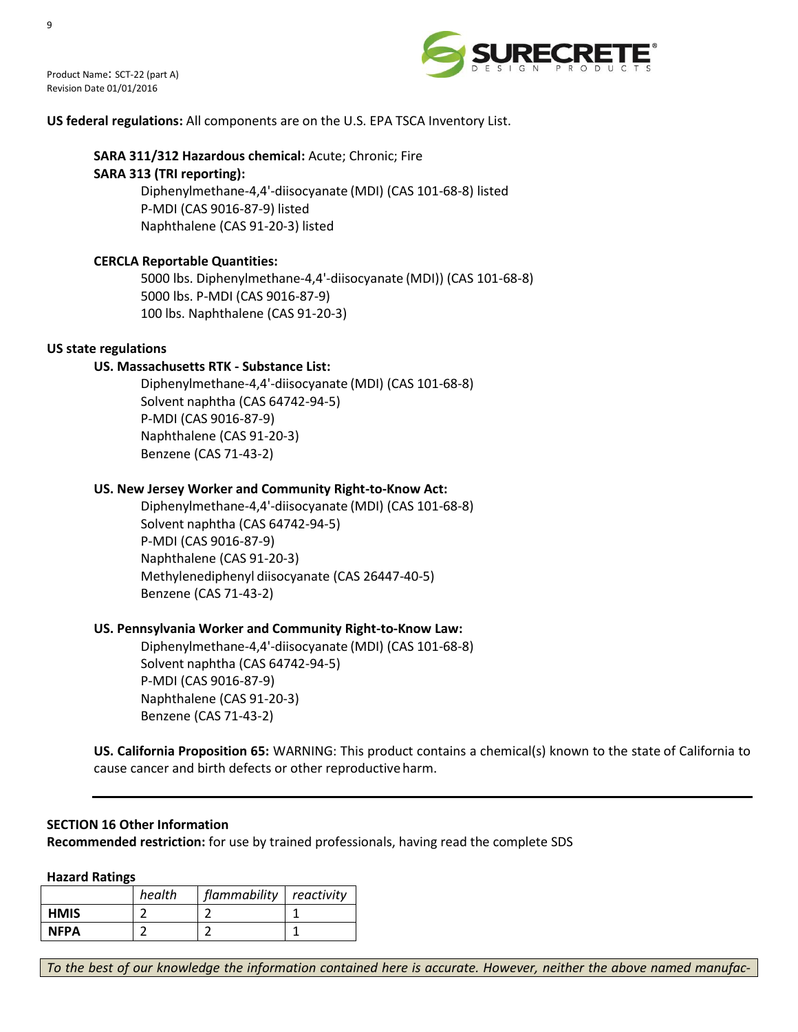**US federal regulations:** All components are on the U.S. EPA TSCA Inventory List.

**SARA 311/312 Hazardous chemical:** Acute; Chronic; Fire

**SARA 313 (TRI reporting):**

Diphenylmethane-4,4'-diisocyanate (MDI) (CAS 101-68-8) listed
P-MDI (CAS 9016-87-9) listed
Naphthalene (CAS 91-20-3) listed

**CERCLA Reportable Quantities:**

5000 lbs. Diphenylmethane-4,4'-diisocyanate (MDI)) (CAS 101-68-8)
5000 lbs. P-MDI (CAS 9016-87-9)
100 lbs. Naphthalene (CAS 91-20-3)

**US state regulations**

**US. Massachusetts RTK - Substance List:**

Diphenylmethane-4,4'-diisocyanate (MDI) (CAS 101-68-8)
Solvent naphtha (CAS 64742-94-5)
P-MDI (CAS 9016-87-9)
Naphthalene (CAS 91-20-3)
Benzene (CAS 71-43-2)

**US. New Jersey Worker and Community Right-to-Know Act:**

Diphenylmethane-4,4'-diisocyanate (MDI) (CAS 101-68-8)
Solvent naphtha (CAS 64742-94-5)
P-MDI (CAS 9016-87-9)
Naphthalene (CAS 91-20-3)
Methylenediphenyl diisocyanate (CAS 26447-40-5)
Benzene (CAS 71-43-2)

**US. Pennsylvania Worker and Community Right-to-Know Law:**

Diphenylmethane-4,4'-diisocyanate (MDI) (CAS 101-68-8)
Solvent naphtha (CAS 64742-94-5)
P-MDI (CAS 9016-87-9)
Naphthalene (CAS 91-20-3)
Benzene (CAS 71-43-2)

**US. California Proposition 65:** WARNING: This product contains a chemical(s) known to the state of California to cause cancer and birth defects or other reproductive harm.

---

**SECTION 16 Other Information**

**Recommended restriction:** for use by trained professionals, having read the complete SDS

**Hazard Ratings**

| | *health* | *flammability* | *reactivity* |
|---|---|---|---|
| **HMIS** | 2 | 2 | 1 |
| **NFPA** | 2 | 2 | 1 |

*To the best of our knowledge the information contained here is accurate. However, neither the above named manufac-*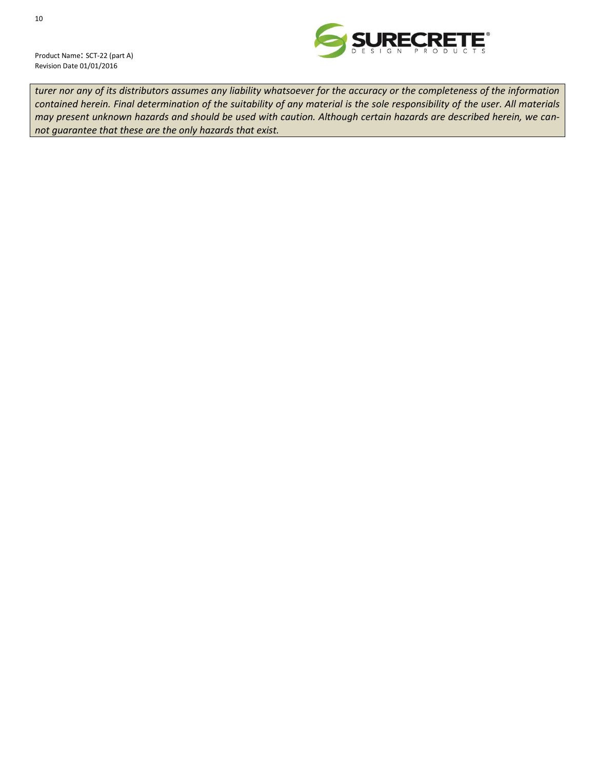*turer nor any of its distributors assumes any liability whatsoever for the accuracy or the completeness of the information contained herein. Final determination of the suitability of any material is the sole responsibility of the user. All materials may present unknown hazards and should be used with caution. Although certain hazards are described herein, we cannot guarantee that these are the only hazards that exist.*